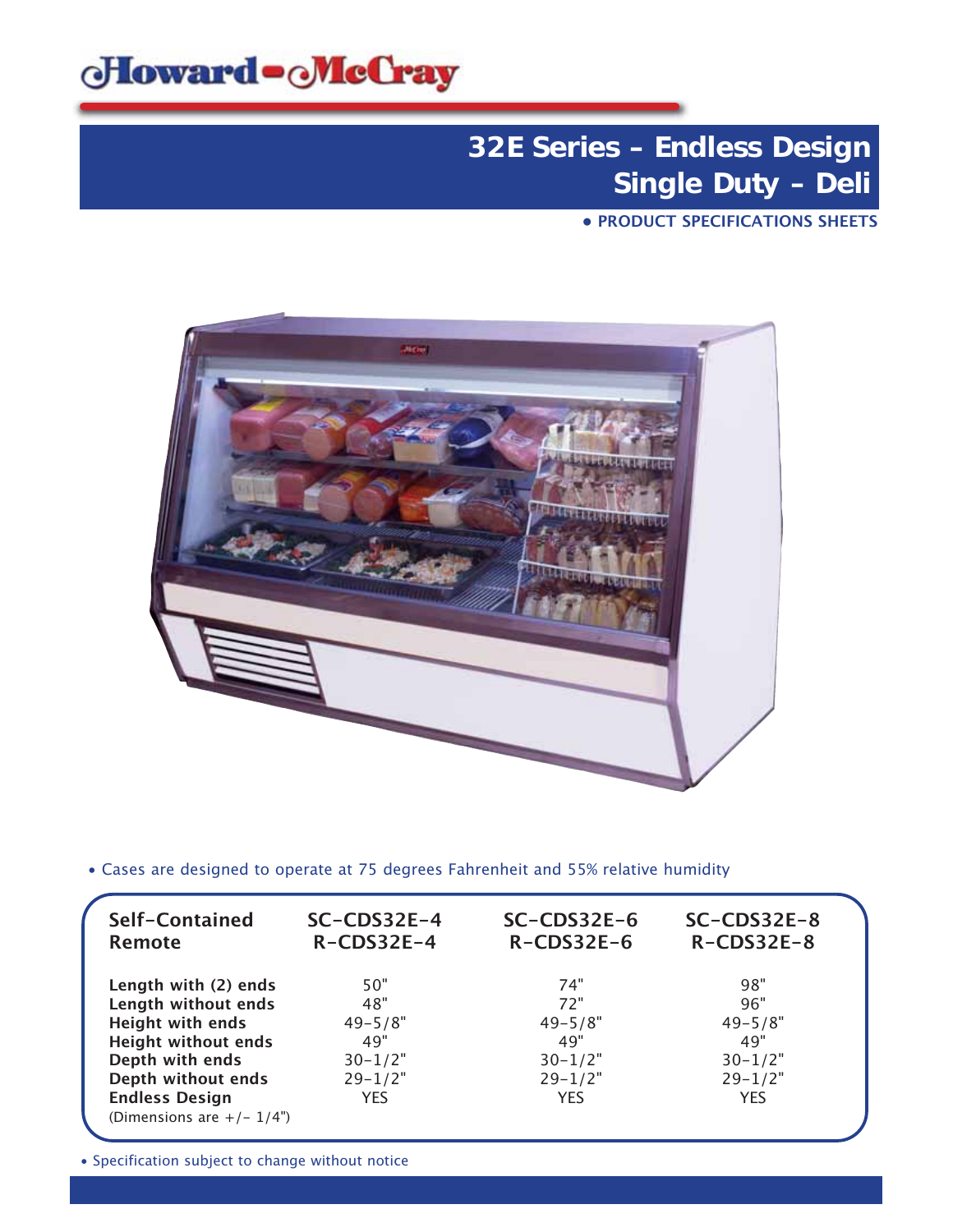Howard-McCray

# 32E Series - Endless Design
# Single Duty - Deli

**• PRODUCT SPECIFICATIONS SHEETS**

• Cases are designed to operate at 75 degrees Fahrenheit and 55% relative humidity

| Self-Contained<br>Remote | SC-CDS32E-4<br>R-CDS32E-4 | SC-CDS32E-6<br>R-CDS32E-6 | SC-CDS32E-8<br>R-CDS32E-8 |
|---|---|---|---|
| **Length with (2) ends** | 50" | 74" | 98" |
| **Length without ends** | 48" | 72" | 96" |
| **Height with ends** | 49-5/8" | 49-5/8" | 49-5/8" |
| **Height without ends** | 49" | 49" | 49" |
| **Depth with ends** | 30-1/2" | 30-1/2" | 30-1/2" |
| **Depth without ends** | 29-1/2" | 29-1/2" | 29-1/2" |
| **Endless Design** | YES | YES | YES |
| (Dimensions are +/- 1/4") | | | |

• Specification subject to change without notice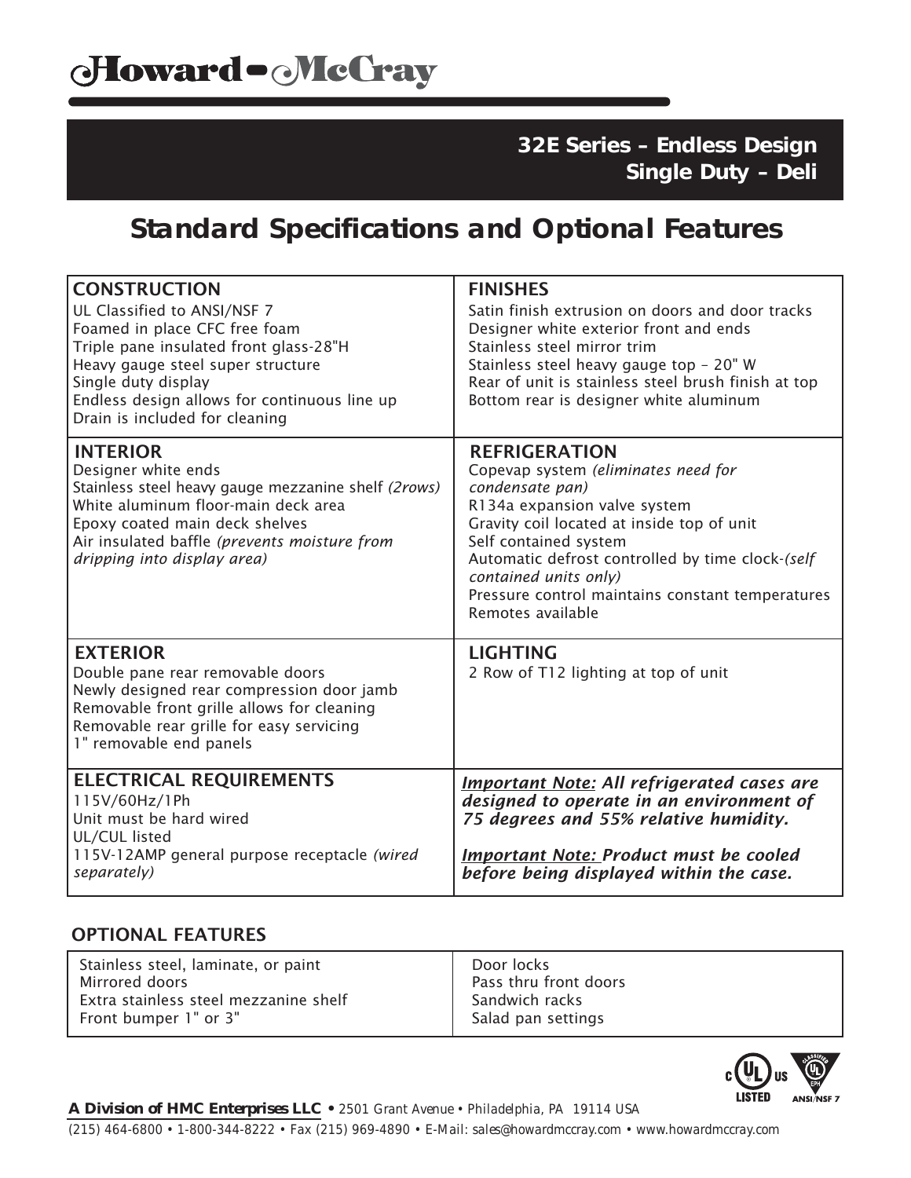# Howard-McCray

**32E Series – Endless Design**
**Single Duty – Deli**

## Standard Specifications and Optional Features

### CONSTRUCTION
UL Classified to ANSI/NSF 7
Foamed in place CFC free foam
Triple pane insulated front glass-28"H
Heavy gauge steel super structure
Single duty display
Endless design allows for continuous line up
Drain is included for cleaning

### FINISHES
Satin finish extrusion on doors and door tracks
Designer white exterior front and ends
Stainless steel mirror trim
Stainless steel heavy gauge top – 20" W
Rear of unit is stainless steel brush finish at top
Bottom rear is designer white aluminum

### INTERIOR
Designer white ends
Stainless steel heavy gauge mezzanine shelf *(2rows)*
White aluminum floor-main deck area
Epoxy coated main deck shelves
Air insulated baffle *(prevents moisture from dripping into display area)*

### REFRIGERATION
Copevap system *(eliminates need for condensate pan)*
R134a expansion valve system
Gravity coil located at inside top of unit
Self contained system
Automatic defrost controlled by time clock-*(self contained units only)*
Pressure control maintains constant temperatures
Remotes available

### EXTERIOR
Double pane rear removable doors
Newly designed rear compression door jamb
Removable front grille allows for cleaning
Removable rear grille for easy servicing
1" removable end panels

### LIGHTING
2 Row of T12 lighting at top of unit

### ELECTRICAL REQUIREMENTS
115V/60Hz/1Ph
Unit must be hard wired
UL/CUL listed
115V-12AMP general purpose receptacle *(wired separately)*

***Important Note:* All refrigerated cases are designed to operate in an environment of 75 degrees and 55% relative humidity.**

***Important Note:* Product must be cooled before being displayed within the case.**

### OPTIONAL FEATURES

| | |
|---|---|
| Stainless steel, laminate, or paint | Door locks |
| Mirrored doors | Pass thru front doors |
| Extra stainless steel mezzanine shelf | Sandwich racks |
| Front bumper 1" or 3" | Salad pan settings |

**A Division of HMC Enterprises LLC** • 2501 Grant Avenue • Philadelphia, PA 19114 USA
(215) 464-6800 • 1-800-344-8222 • Fax (215) 969-4890 • E-Mail: sales@howardmccray.com • www.howardmccray.com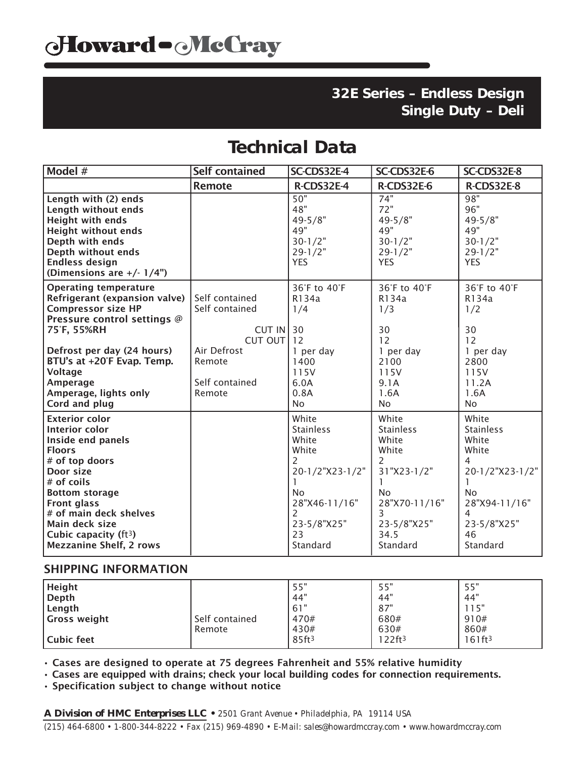# Howard-McCray

## 32E Series – Endless Design
## Single Duty – Deli

# Technical Data

| Model # | Self contained | SC-CDS32E-4 | SC-CDS32E-6 | SC-CDS32E-8 |
|---|---|---|---|---|
| | **Remote** | **R-CDS32E-4** | **R-CDS32E-6** | **R-CDS32E-8** |
| **Length with (2) ends** | | 50" | 74" | 98" |
| **Length without ends** | | 48" | 72" | 96" |
| **Height with ends** | | 49-5/8" | 49-5/8" | 49-5/8" |
| **Height without ends** | | 49" | 49" | 49" |
| **Depth with ends** | | 30-1/2" | 30-1/2" | 30-1/2" |
| **Depth without ends** | | 29-1/2" | 29-1/2" | 29-1/2" |
| **Endless design (Dimensions are +/- 1/4")** | | YES | YES | YES |
| **Operating temperature** | | 36˚F to 40˚F | 36˚F to 40˚F | 36˚F to 40˚F |
| **Refrigerant (expansion valve)** | Self contained | R134a | R134a | R134a |
| **Compressor size HP** | Self contained | 1/4 | 1/3 | 1/2 |
| **Pressure control settings @ 75˚F, 55%RH** | CUT IN | 30 | 30 | 30 |
| | CUT OUT | 12 | 12 | 12 |
| **Defrost per day (24 hours)** | Air Defrost | 1 per day | 1 per day | 1 per day |
| **BTU's at +20˚F Evap. Temp.** | Remote | 1400 | 2100 | 2800 |
| **Voltage** | | 115V | 115V | 115V |
| **Amperage** | Self contained | 6.0A | 9.1A | 11.2A |
| **Amperage, lights only** | Remote | 0.8A | 1.6A | 1.6A |
| **Cord and plug** | | No | No | No |
| **Exterior color** | | White | White | White |
| **Interior color** | | Stainless | Stainless | Stainless |
| **Inside end panels** | | White | White | White |
| **Floors** | | White | White | White |
| **# of top doors** | | 2 | 2 | 4 |
| **Door size** | | 20-1/2"X23-1/2" | 31"X23-1/2" | 20-1/2"X23-1/2" |
| **# of coils** | | 1 | 1 | 1 |
| **Bottom storage** | | No | No | No |
| **Front glass** | | 28"X46-11/16" | 28"X70-11/16" | 28"X94-11/16" |
| **# of main deck shelves** | | 2 | 3 | 4 |
| **Main deck size** | | 23-5/8"X25" | 23-5/8"X25" | 23-5/8"X25" |
| **Cubic capacity (ft³)** | | 23 | 34.5 | 46 |
| **Mezzanine Shelf, 2 rows** | | Standard | Standard | Standard |

## SHIPPING INFORMATION

| | | | | |
|---|---|---|---|---|
| **Height** | | 55" | 55" | 55" |
| **Depth** | | 44" | 44" | 44" |
| **Length** | | 61" | 87" | 115" |
| **Gross weight** | Self contained | 470# | 680# | 910# |
| | Remote | 430# | 630# | 860# |
| **Cubic feet** | | 85ft³ | 122ft³ | 161ft³ |

- **Cases are designed to operate at 75 degrees Fahrenheit and 55% relative humidity**
- **Cases are equipped with drains; check your local building codes for connection requirements.**
- **Specification subject to change without notice**

***A Division of HMC Enterprises LLC*** • *2501 Grant Avenue • Philadelphia, PA 19114 USA*

*(215) 464-6800 • 1-800-344-8222 • Fax (215) 969-4890 • E-Mail: sales@howardmccray.com • www.howardmccray.com*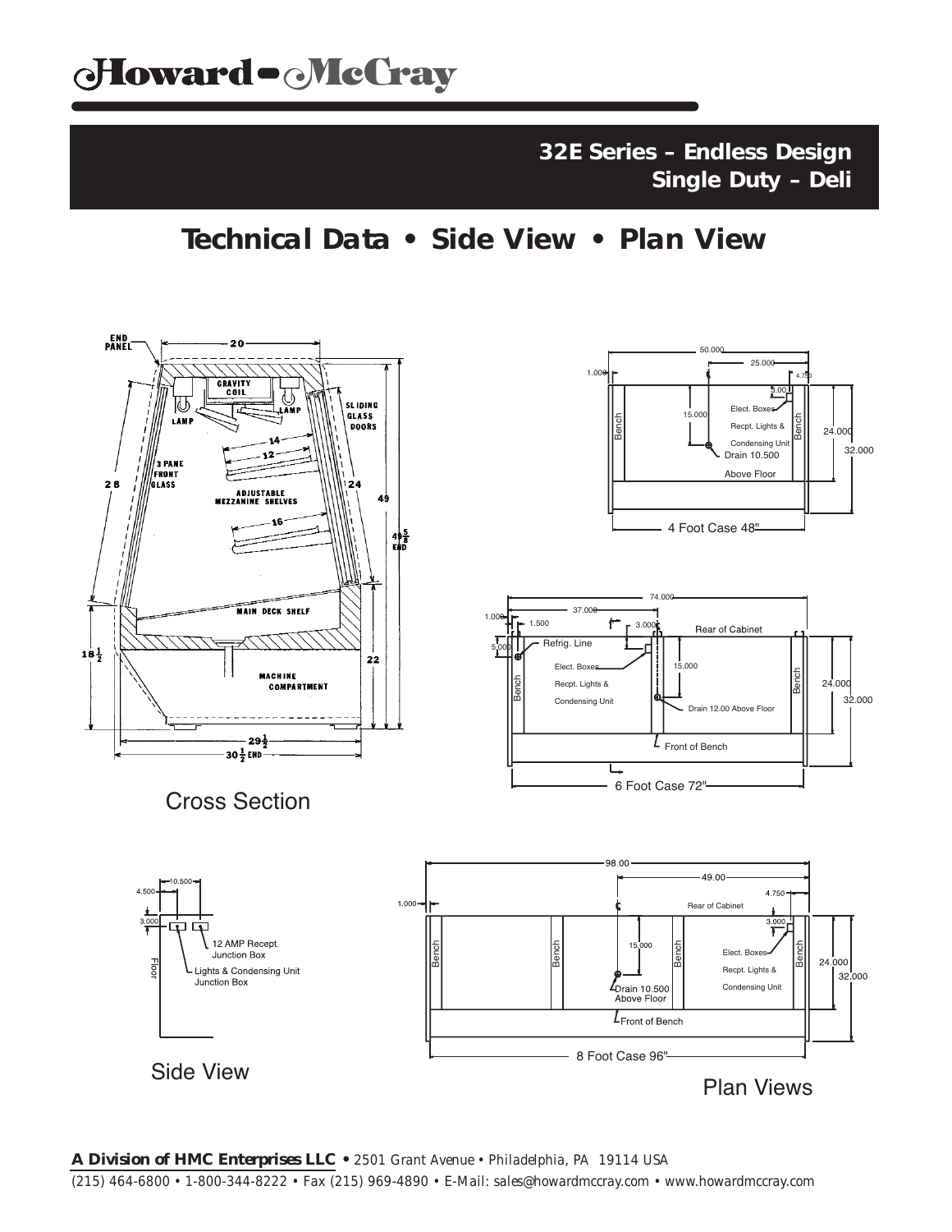# Howard-McCray

**32E Series – Endless Design**
**Single Duty – Deli**

## Technical Data • Side View • Plan View

END PANEL
20
GRAVITY COIL
LAMP
LAMP
LAMP
SLIDING GLASS DOORS
14
12
3 PANE FRONT GLASS
28
24
ADJUSTABLE MEZZANINE SHELVES
49
16
$49\frac{5}{8}$ END
MAIN DECK SHELF
$18\frac{1}{2}$
22
MACHINE COMPARTMENT
$29\frac{1}{2}$
$30\frac{1}{2}$ END

Cross Section

50.000
25.000
1.000
4.750
3.00
15.000
Elect. Boxes
Recpt. Lights &
Condensing Unit
Drain 10.500
Above Floor
Bench
Bench
24.000
32.000
4 Foot Case 48"

74.000
37.000
1.000
1.500
3.000
Rear of Cabinet
5.000
Refrig. Line
Elect. Boxes
Recpt. Lights &
Condensing Unit
15.000
Drain 12.00 Above Floor
Bench
Bench
24.000
32.000
Front of Bench
6 Foot Case 72"

10.500
4.500
3.000
12 AMP Recept. Junction Box
Lights & Condensing Unit Junction Box
Floor

Side View

98.00
49.00
4.750
1.000
Rear of Cabinet
3.000
15.000
Elect. Boxes
Recpt. Lights &
Condensing Unit
Drain 10.500
Above Floor
Bench
Bench
Bench
Bench
24.000
32.000
Front of Bench
8 Foot Case 96"

Plan Views

**A Division of HMC Enterprises LLC** • 2501 Grant Avenue • Philadelphia, PA 19114 USA
(215) 464-6800 • 1-800-344-8222 • Fax (215) 969-4890 • E-Mail: sales@howardmccray.com • www.howardmccray.com